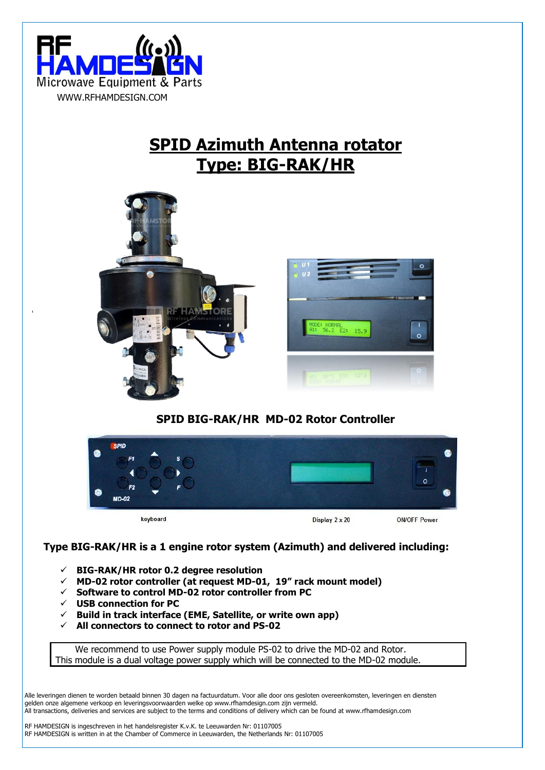RF HAMDESIGN
Microwave Equipment & Parts
WWW.RFHAMDESIGN.COM

# SPID Azimuth Antenna rotator
# Type: BIG-RAK/HR

## SPID BIG-RAK/HR MD-02 Rotor Controller

keyboard — Display 2 x 20 — ON/OFF Power

### Type BIG-RAK/HR is a 1 engine rotor system (Azimuth) and delivered including:

- ✓ **BIG-RAK/HR rotor 0.2 degree resolution**
- ✓ **MD-02 rotor controller (at request MD-01, 19" rack mount model)**
- ✓ **Software to control MD-02 rotor controller from PC**
- ✓ **USB connection for PC**
- ✓ **Build in track interface (EME, Satellite, or write own app)**
- ✓ **All connectors to connect to rotor and PS-02**

We recommend to use Power supply module PS-02 to drive the MD-02 and Rotor.
This module is a dual voltage power supply which will be connected to the MD-02 module.

Alle leveringen dienen te worden betaald binnen 30 dagen na factuurdatum. Voor alle door ons gesloten overeenkomsten, leveringen en diensten gelden onze algemene verkoop en leveringsvoorwaarden welke op www.rfhamdesign.com zijn vermeld.
All transactions, deliveries and services are subject to the terms and conditions of delivery which can be found at www.rfhamdesign.com

RF HAMDESIGN is ingeschreven in het handelsregister K.v.K. te Leeuwarden Nr: 01107005
RF HAMDESIGN is written in at the Chamber of Commerce in Leeuwarden, the Netherlands Nr: 01107005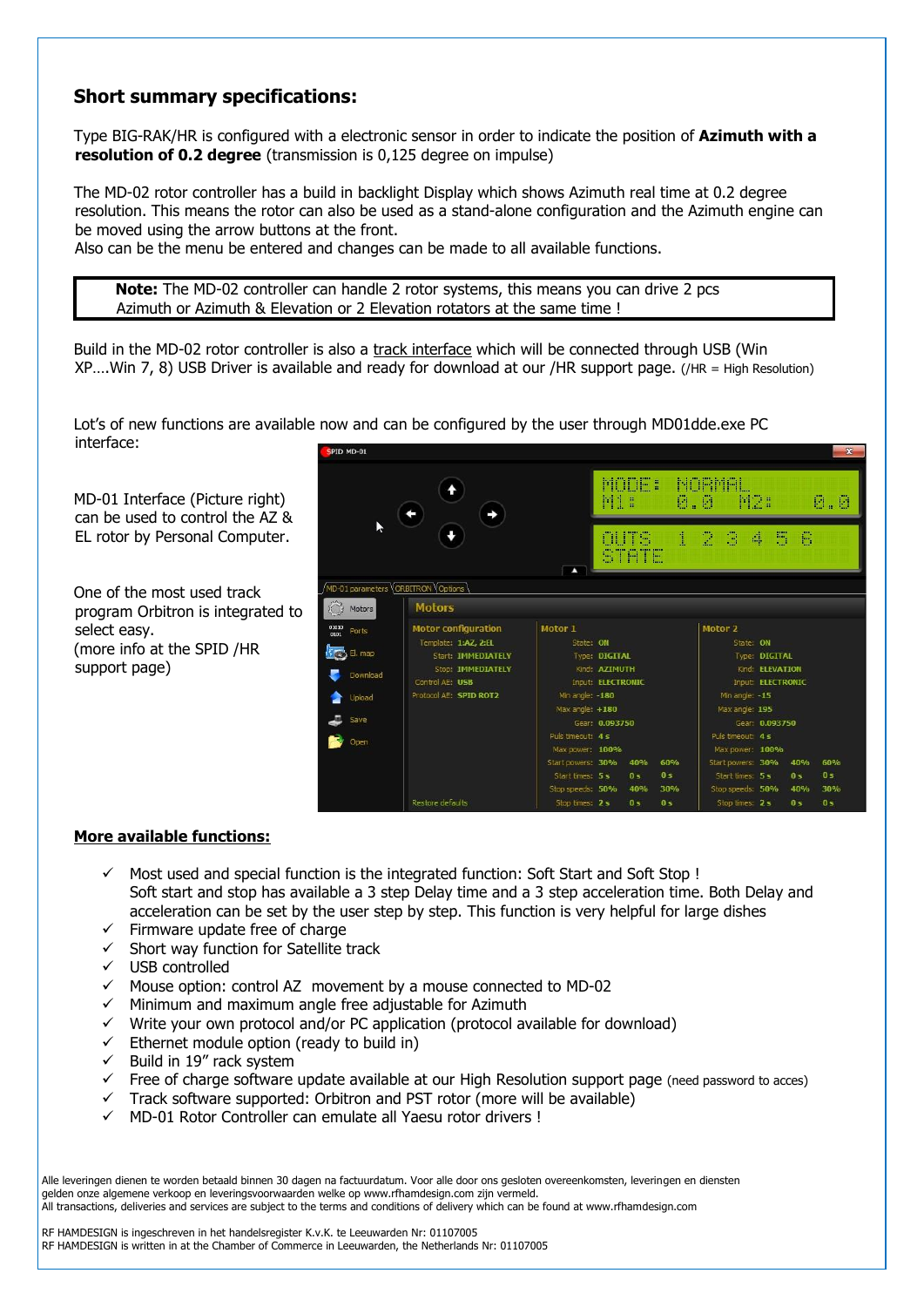## Short summary specifications:

Type BIG-RAK/HR is configured with a electronic sensor in order to indicate the position of **Azimuth with a resolution of 0.2 degree** (transmission is 0,125 degree on impulse)

The MD-02 rotor controller has a build in backlight Display which shows Azimuth real time at 0.2 degree resolution. This means the rotor can also be used as a stand-alone configuration and the Azimuth engine can be moved using the arrow buttons at the front.
Also can be the menu be entered and changes can be made to all available functions.

> **Note:** The MD-02 controller can handle 2 rotor systems, this means you can drive 2 pcs Azimuth or Azimuth & Elevation or 2 Elevation rotators at the same time !

Build in the MD-02 rotor controller is also a track interface which will be connected through USB (Win XP….Win 7, 8) USB Driver is available and ready for download at our /HR support page. (/HR = High Resolution)

Lot's of new functions are available now and can be configured by the user through MD01dde.exe PC interface:

MD-01 Interface (Picture right) can be used to control the AZ & EL rotor by Personal Computer.

One of the most used track program Orbitron is integrated to select easy.
(more info at the SPID /HR support page)

**More available functions:**

- ✓ Most used and special function is the integrated function: Soft Start and Soft Stop !
  Soft start and stop has available a 3 step Delay time and a 3 step acceleration time. Both Delay and acceleration can be set by the user step by step. This function is very helpful for large dishes
- ✓ Firmware update free of charge
- ✓ Short way function for Satellite track
- ✓ USB controlled
- ✓ Mouse option: control AZ movement by a mouse connected to MD-02
- ✓ Minimum and maximum angle free adjustable for Azimuth
- ✓ Write your own protocol and/or PC application (protocol available for download)
- ✓ Ethernet module option (ready to build in)
- ✓ Build in 19" rack system
- ✓ Free of charge software update available at our High Resolution support page (need password to acces)
- ✓ Track software supported: Orbitron and PST rotor (more will be available)
- ✓ MD-01 Rotor Controller can emulate all Yaesu rotor drivers !

Alle leveringen dienen te worden betaald binnen 30 dagen na factuurdatum. Voor alle door ons gesloten overeenkomsten, leveringen en diensten gelden onze algemene verkoop en leveringsvoorwaarden welke op www.rfhamdesign.com zijn vermeld.
All transactions, deliveries and services are subject to the terms and conditions of delivery which can be found at www.rfhamdesign.com

RF HAMDESIGN is ingeschreven in het handelsregister K.v.K. te Leeuwarden Nr: 01107005
RF HAMDESIGN is written in at the Chamber of Commerce in Leeuwarden, the Netherlands Nr: 01107005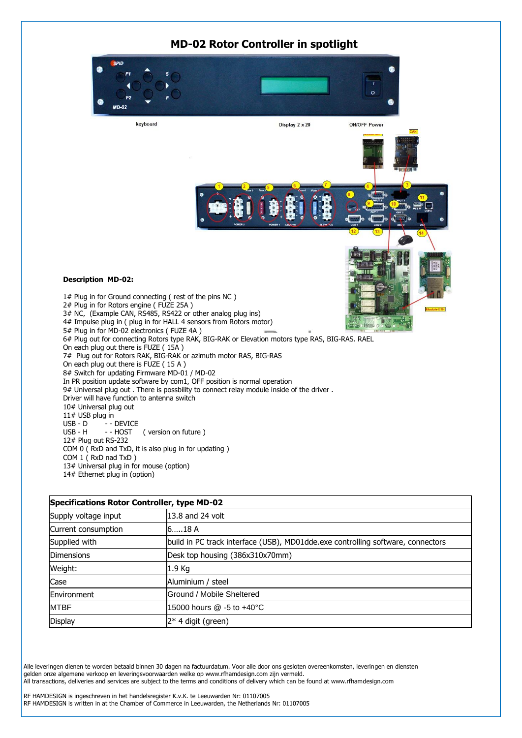# MD-02 Rotor Controller in spotlight

**Description MD-02:**

1# Plug in for Ground connecting ( rest of the pins NC )
2# Plug in for Rotors engine ( FUZE 25A )
3# NC, (Example CAN, RS485, RS422 or other analog plug ins)
4# Impulse plug in ( plug in for HALL 4 sensors from Rotors motor)
5# Plug in for MD-02 electronics ( FUZE 4A )
6# Plug out for connecting Rotors type RAK, BIG-RAK or Elevation motors type RAS, BIG-RAS. RAEL
On each plug out there is FUZE ( 15A )
7# Plug out for Rotors RAK, BIG-RAK or azimuth motor RAS, BIG-RAS
On each plug out there is FUZE ( 15 A )
8# Switch for updating Firmware MD-01 / MD-02
In PR position update software by com1, OFF position is normal operation
9# Universal plug out . There is possbility to connect relay module inside of the driver .
Driver will have function to antenna switch
10# Universal plug out
11# USB plug in
USB - D -- DEVICE
USB - H -- HOST ( version on future )
12# Plug out RS-232
COM 0 ( RxD and TxD, it is also plug in for updating )
COM 1 ( RxD nad TxD )
13# Universal plug in for mouse (option)
14# Ethernet plug in (option)

| Specifications Rotor Controller, type MD-02 | |
|---|---|
| Supply voltage input | 13.8 and 24 volt |
| Current consumption | 6…..18 A |
| Supplied with | build in PC track interface (USB), MD01dde.exe controlling software, connectors |
| Dimensions | Desk top housing (386x310x70mm) |
| Weight: | 1.9 Kg |
| Case | Aluminium / steel |
| Environment | Ground / Mobile Sheltered |
| MTBF | 15000 hours @ -5 to +40°C |
| Display | 2* 4 digit (green) |

Alle leveringen dienen te worden betaald binnen 30 dagen na factuurdatum. Voor alle door ons gesloten overeenkomsten, leveringen en diensten gelden onze algemene verkoop en leveringsvoorwaarden welke op www.rfhamdesign.com zijn vermeld.
All transactions, deliveries and services are subject to the terms and conditions of delivery which can be found at www.rfhamdesign.com

RF HAMDESIGN is ingeschreven in het handelsregister K.v.K. te Leeuwarden Nr: 01107005
RF HAMDESIGN is written in at the Chamber of Commerce in Leeuwarden, the Netherlands Nr: 01107005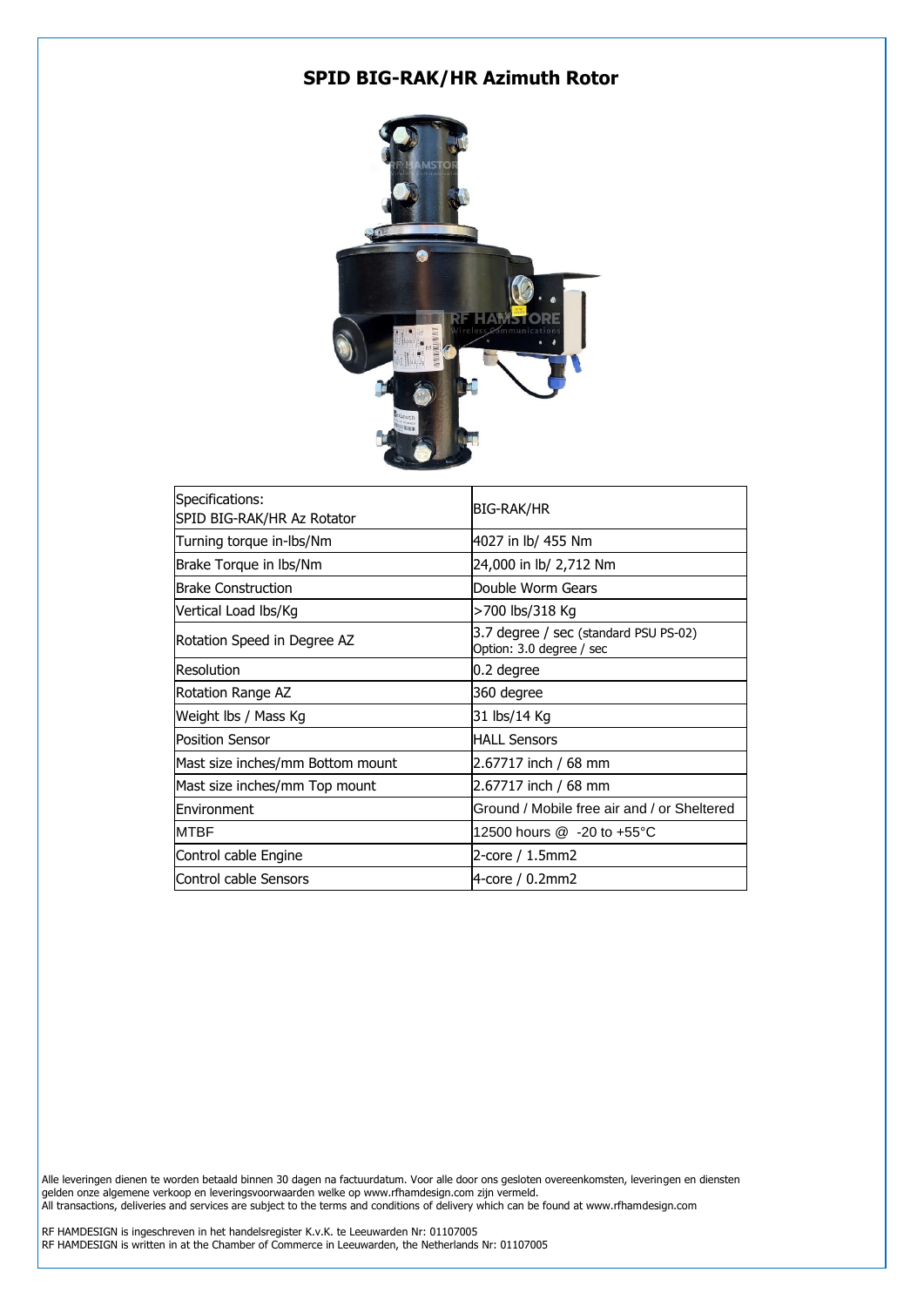# SPID BIG-RAK/HR Azimuth Rotor

| Specifications: SPID BIG-RAK/HR Az Rotator | BIG-RAK/HR |
|---|---|
| Turning torque in-lbs/Nm | 4027 in lb/ 455 Nm |
| Brake Torque in lbs/Nm | 24,000 in lb/ 2,712 Nm |
| Brake Construction | Double Worm Gears |
| Vertical Load lbs/Kg | >700 lbs/318 Kg |
| Rotation Speed in Degree AZ | 3.7 degree / sec (standard PSU PS-02) Option: 3.0 degree / sec |
| Resolution | 0.2 degree |
| Rotation Range AZ | 360 degree |
| Weight lbs / Mass Kg | 31 lbs/14 Kg |
| Position Sensor | HALL Sensors |
| Mast size inches/mm Bottom mount | 2.67717 inch / 68 mm |
| Mast size inches/mm Top mount | 2.67717 inch / 68 mm |
| Environment | Ground / Mobile free air and / or Sheltered |
| MTBF | 12500 hours @ -20 to +55°C |
| Control cable Engine | 2-core / 1.5mm2 |
| Control cable Sensors | 4-core / 0.2mm2 |

Alle leveringen dienen te worden betaald binnen 30 dagen na factuurdatum. Voor alle door ons gesloten overeenkomsten, leveringen en diensten gelden onze algemene verkoop en leveringsvoorwaarden welke op www.rfhamdesign.com zijn vermeld.
All transactions, deliveries and services are subject to the terms and conditions of delivery which can be found at www.rfhamdesign.com

RF HAMDESIGN is ingeschreven in het handelsregister K.v.K. te Leeuwarden Nr: 01107005
RF HAMDESIGN is written in at the Chamber of Commerce in Leeuwarden, the Netherlands Nr: 01107005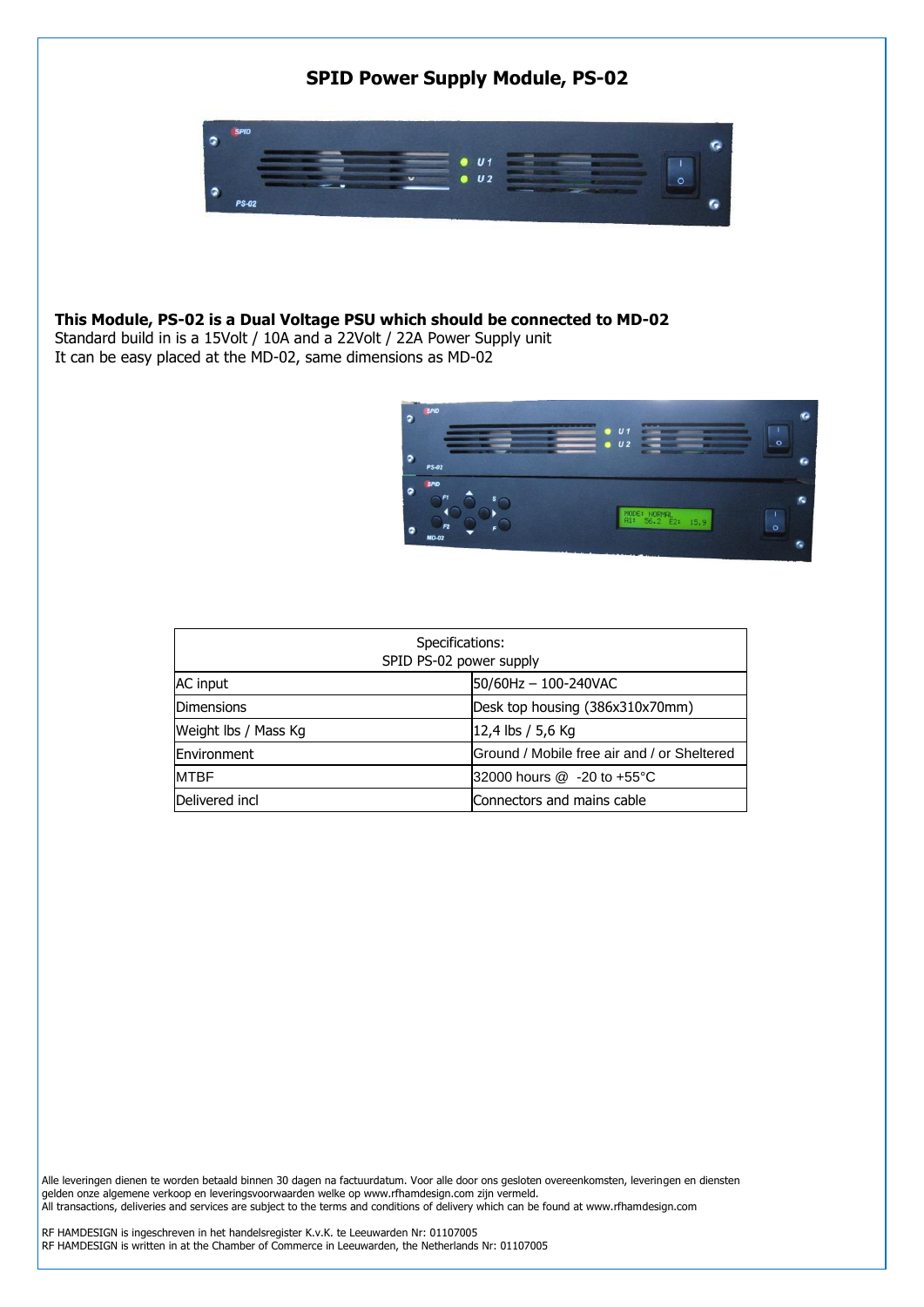# SPID Power Supply Module, PS-02

**This Module, PS-02 is a Dual Voltage PSU which should be connected to MD-02**
Standard build in is a 15Volt / 10A and a 22Volt / 22A Power Supply unit
It can be easy placed at the MD-02, same dimensions as MD-02

| Specifications:<br>SPID PS-02 power supply | |
|---|---|
| AC input | 50/60Hz – 100-240VAC |
| Dimensions | Desk top housing (386x310x70mm) |
| Weight lbs / Mass Kg | 12,4 lbs / 5,6 Kg |
| Environment | Ground / Mobile free air and / or Sheltered |
| MTBF | 32000 hours @ -20 to +55°C |
| Delivered incl | Connectors and mains cable |

Alle leveringen dienen te worden betaald binnen 30 dagen na factuurdatum. Voor alle door ons gesloten overeenkomsten, leveringen en diensten gelden onze algemene verkoop en leveringsvoorwaarden welke op www.rfhamdesign.com zijn vermeld.
All transactions, deliveries and services are subject to the terms and conditions of delivery which can be found at www.rfhamdesign.com

RF HAMDESIGN is ingeschreven in het handelsregister K.v.K. te Leeuwarden Nr: 01107005
RF HAMDESIGN is written in at the Chamber of Commerce in Leeuwarden, the Netherlands Nr: 01107005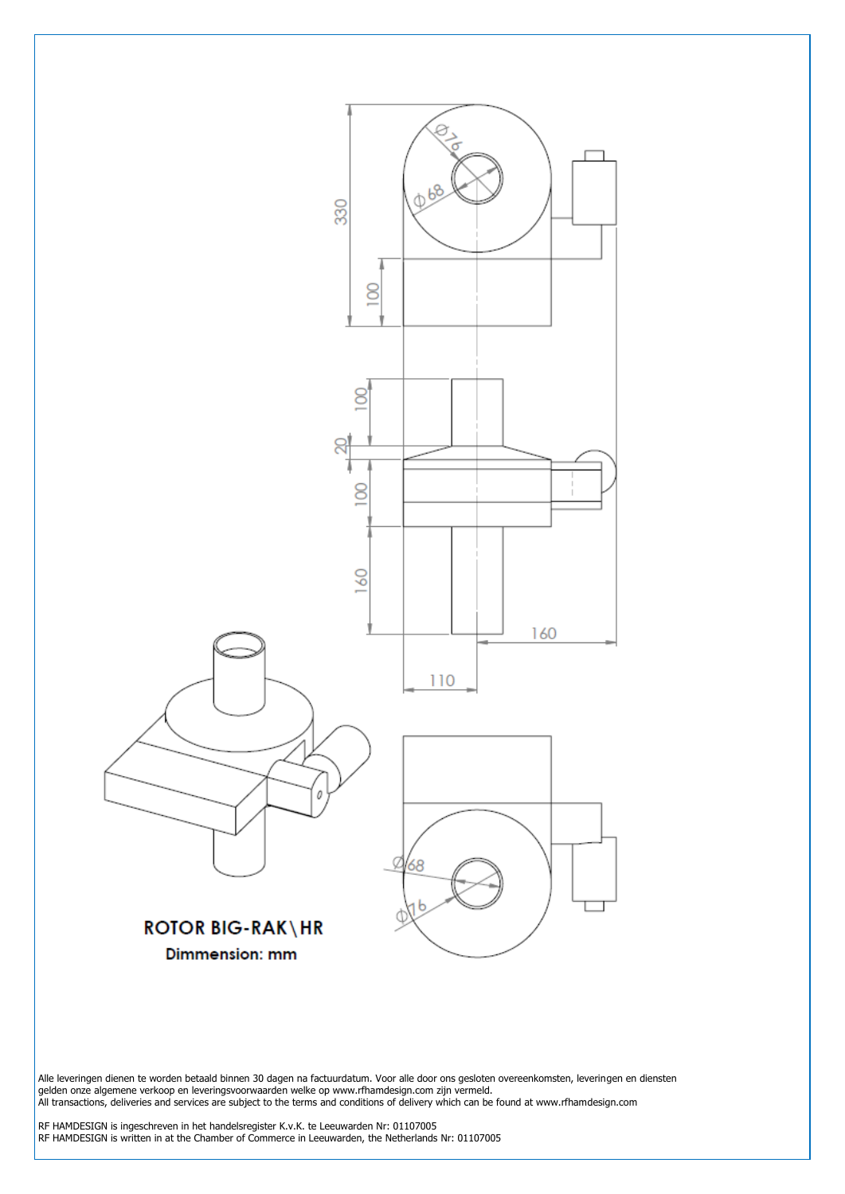**ROTOR BIG-RAK\HR**

**Dimmension: mm**

Alle leveringen dienen te worden betaald binnen 30 dagen na factuurdatum. Voor alle door ons gesloten overeenkomsten, leveringen en diensten gelden onze algemene verkoop en leveringsvoorwaarden welke op www.rfhamdesign.com zijn vermeld.
All transactions, deliveries and services are subject to the terms and conditions of delivery which can be found at www.rfhamdesign.com

RF HAMDESIGN is ingeschreven in het handelsregister K.v.K. te Leeuwarden Nr: 01107005
RF HAMDESIGN is written in at the Chamber of Commerce in Leeuwarden, the Netherlands Nr: 01107005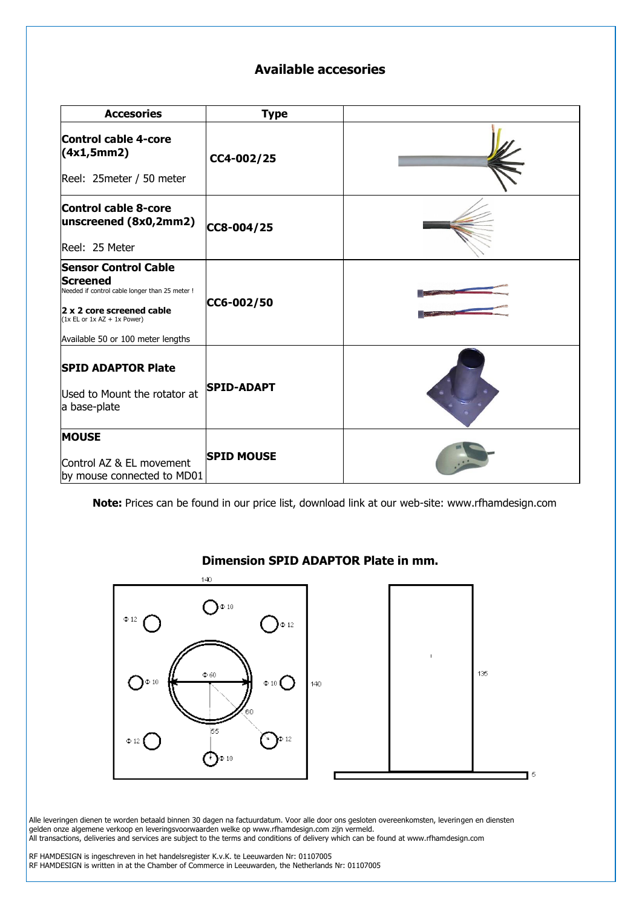## Available accesories

| Accesories | Type | |
|---|---|---|
| **Control cable 4-core (4x1,5mm2)**<br><br>Reel: 25meter / 50 meter | **CC4-002/25** | |
| **Control cable 8-core unscreened (8x0,2mm2)**<br><br>Reel: 25 Meter | **CC8-004/25** | |
| **Sensor Control Cable Screened**<br>Needed if control cable longer than 25 meter !<br><br>**2 x 2 core screened cable**<br>(1x EL or 1x AZ + 1x Power)<br><br>Available 50 or 100 meter lengths | **CC6-002/50** | |
| **SPID ADAPTOR Plate**<br><br>Used to Mount the rotator at a base-plate | **SPID-ADAPT** | |
| **MOUSE**<br><br>Control AZ & EL movement by mouse connected to MD01 | **SPID MOUSE** | |

**Note:** Prices can be found in our price list, download link at our web-site: www.rfhamdesign.com

### Dimension SPID ADAPTOR Plate in mm.

140

Φ 10

Φ 12

Φ 12

Φ 60

Φ 10

Φ 10

140

60

55

Φ 12

Φ 12

Φ 10

135

5

Alle leveringen dienen te worden betaald binnen 30 dagen na factuurdatum. Voor alle door ons gesloten overeenkomsten, leveringen en diensten gelden onze algemene verkoop en leveringsvoorwaarden welke op www.rfhamdesign.com zijn vermeld.
All transactions, deliveries and services are subject to the terms and conditions of delivery which can be found at www.rfhamdesign.com

RF HAMDESIGN is ingeschreven in het handelsregister K.v.K. te Leeuwarden Nr: 01107005
RF HAMDESIGN is written in at the Chamber of Commerce in Leeuwarden, the Netherlands Nr: 01107005